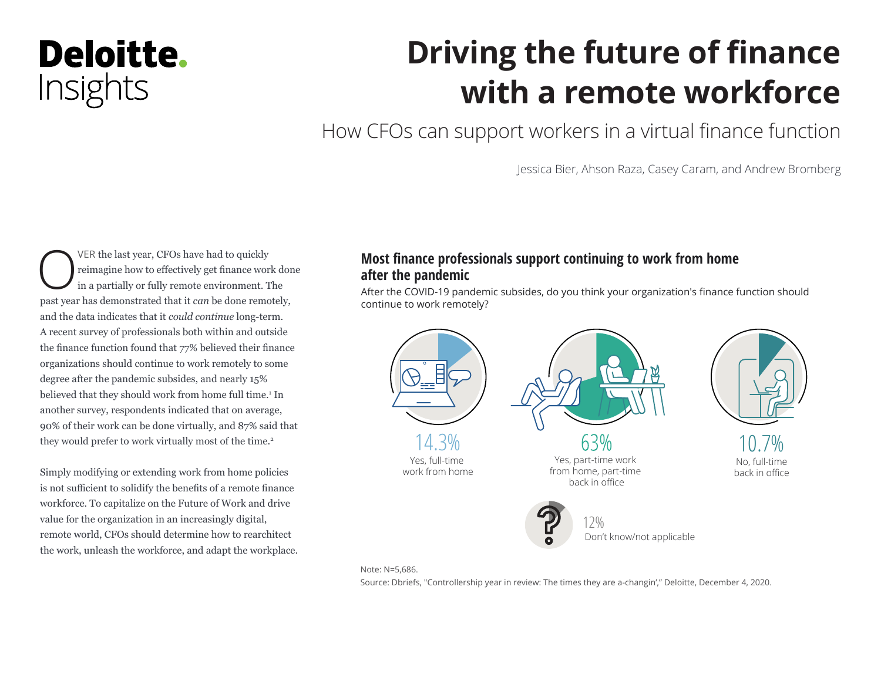Deloitte.
Insights

# Driving the future of finance with a remote workforce

## How CFOs can support workers in a virtual finance function

Jessica Bier, Ahson Raza, Casey Caram, and Andrew Bromberg

OVER the last year, CFOs have had to quickly reimagine how to effectively get finance work done in a partially or fully remote environment. The past year has demonstrated that it *can* be done remotely, and the data indicates that it *could continue* long-term. A recent survey of professionals both within and outside the finance function found that 77% believed their finance organizations should continue to work remotely to some degree after the pandemic subsides, and nearly 15% believed that they should work from home full time.[1] In another survey, respondents indicated that on average, 90% of their work can be done virtually, and 87% said that they would prefer to work virtually most of the time.[2]

Simply modifying or extending work from home policies is not sufficient to solidify the benefits of a remote finance workforce. To capitalize on the Future of Work and drive value for the organization in an increasingly digital, remote world, CFOs should determine how to rearchitect the work, unleash the workforce, and adapt the workplace.

**Most finance professionals support continuing to work from home after the pandemic**

After the COVID-19 pandemic subsides, do you think your organization's finance function should continue to work remotely?

| Response | Share |
|---|---|
| Yes, full-time work from home | 14.3% |
| Yes, part-time work from home, part-time back in office | 63% |
| No, full-time back in office | 10.7% |
| Don't know/not applicable | 12% |

Note: N=5,686.
Source: Dbriefs, "Controllership year in review: The times they are a-changin'," Deloitte, December 4, 2020.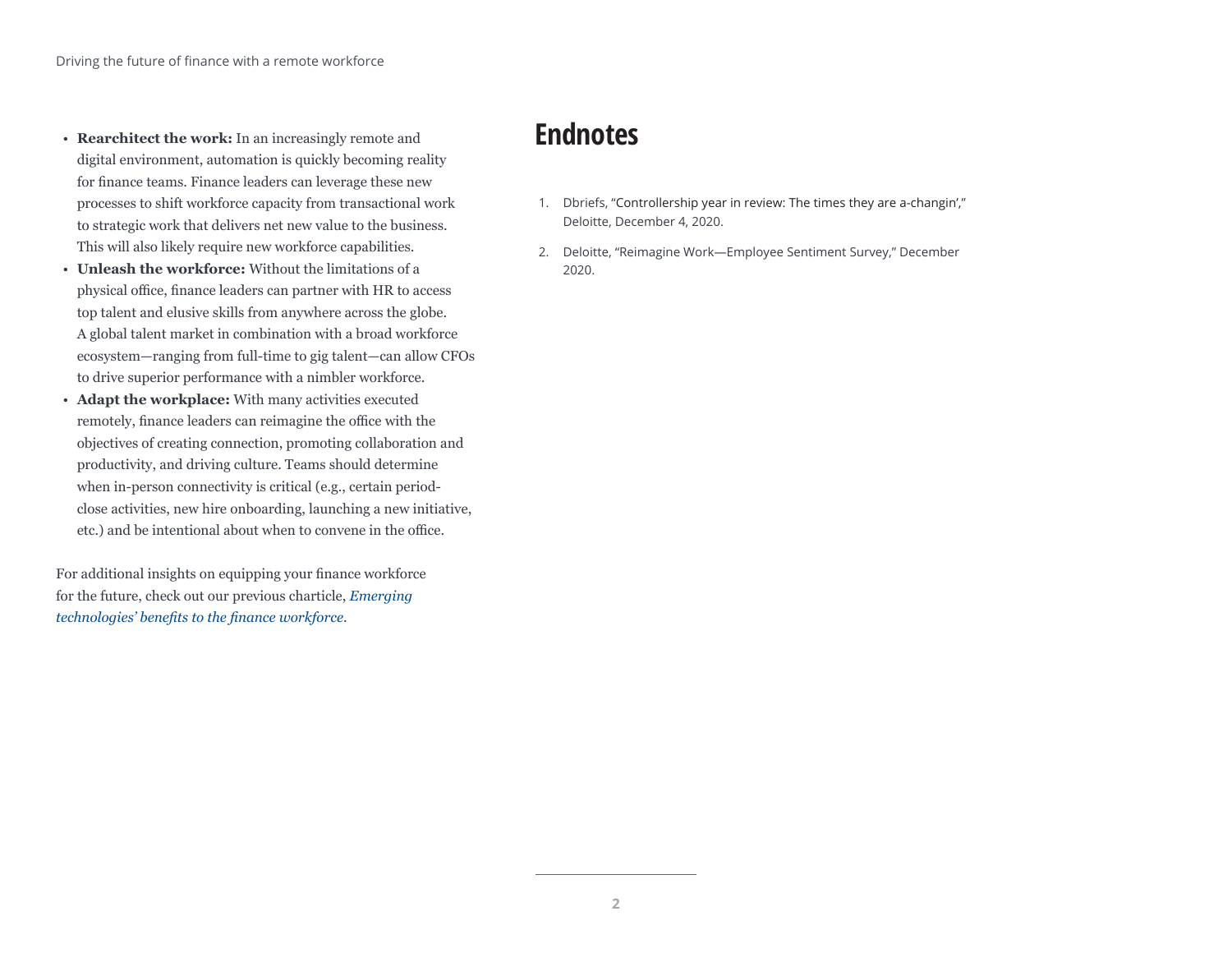- **Rearchitect the work:** In an increasingly remote and digital environment, automation is quickly becoming reality for finance teams. Finance leaders can leverage these new processes to shift workforce capacity from transactional work to strategic work that delivers net new value to the business. This will also likely require new workforce capabilities.
- **Unleash the workforce:** Without the limitations of a physical office, finance leaders can partner with HR to access top talent and elusive skills from anywhere across the globe. A global talent market in combination with a broad workforce ecosystem—ranging from full-time to gig talent—can allow CFOs to drive superior performance with a nimbler workforce.
- **Adapt the workplace:** With many activities executed remotely, finance leaders can reimagine the office with the objectives of creating connection, promoting collaboration and productivity, and driving culture. Teams should determine when in-person connectivity is critical (e.g., certain period-close activities, new hire onboarding, launching a new initiative, etc.) and be intentional about when to convene in the office.

For additional insights on equipping your finance workforce for the future, check out our previous charticle, *Emerging technologies' benefits to the finance workforce*.

# Endnotes

1. Dbriefs, "Controllership year in review: The times they are a-changin'," Deloitte, December 4, 2020.
2. Deloitte, "Reimagine Work—Employee Sentiment Survey," December 2020.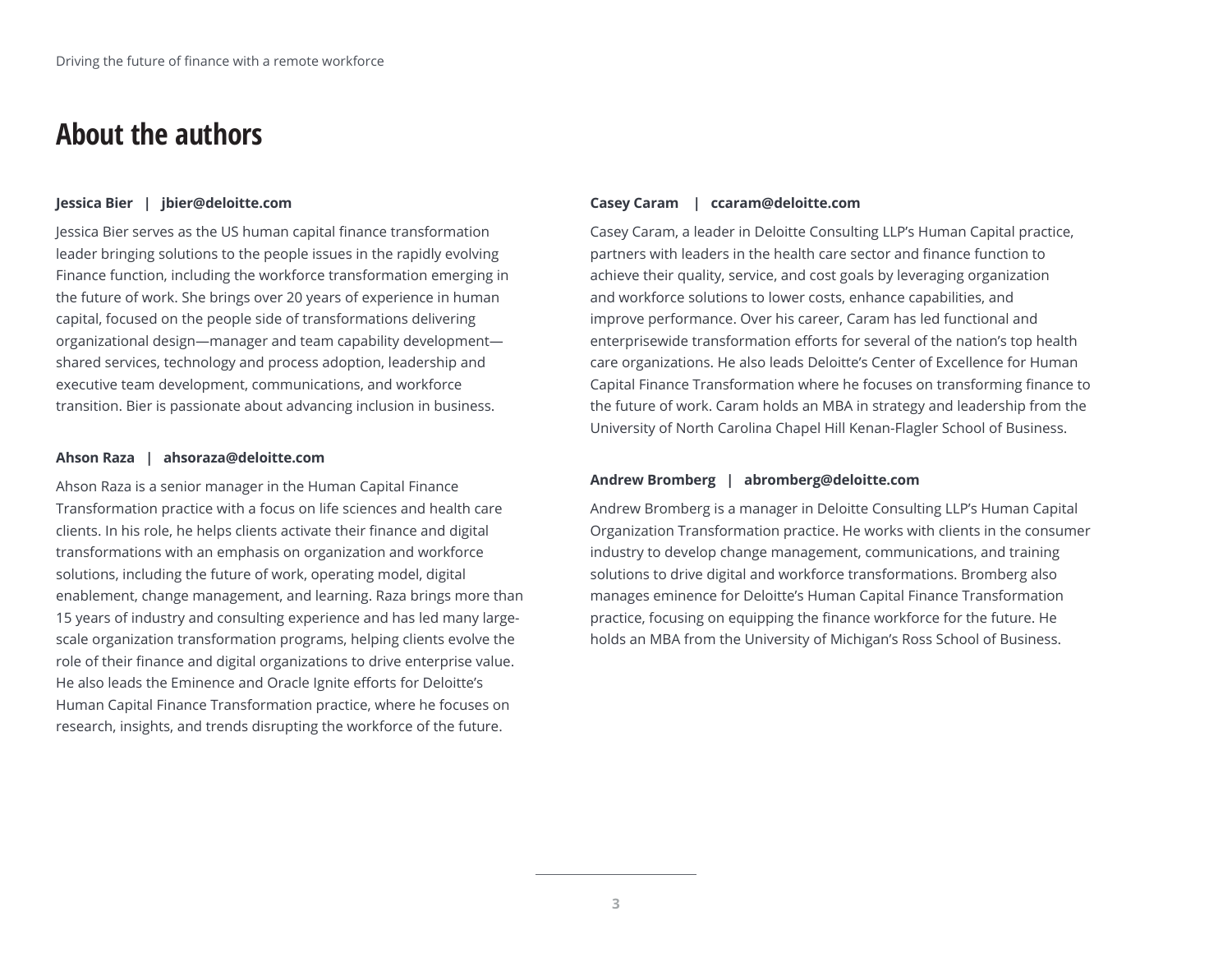# About the authors

**Jessica Bier | jbier@deloitte.com**

Jessica Bier serves as the US human capital finance transformation leader bringing solutions to the people issues in the rapidly evolving Finance function, including the workforce transformation emerging in the future of work. She brings over 20 years of experience in human capital, focused on the people side of transformations delivering organizational design—manager and team capability development—shared services, technology and process adoption, leadership and executive team development, communications, and workforce transition. Bier is passionate about advancing inclusion in business.

**Ahson Raza | ahsoraza@deloitte.com**

Ahson Raza is a senior manager in the Human Capital Finance Transformation practice with a focus on life sciences and health care clients. In his role, he helps clients activate their finance and digital transformations with an emphasis on organization and workforce solutions, including the future of work, operating model, digital enablement, change management, and learning. Raza brings more than 15 years of industry and consulting experience and has led many large-scale organization transformation programs, helping clients evolve the role of their finance and digital organizations to drive enterprise value. He also leads the Eminence and Oracle Ignite efforts for Deloitte's Human Capital Finance Transformation practice, where he focuses on research, insights, and trends disrupting the workforce of the future.

**Casey Caram | ccaram@deloitte.com**

Casey Caram, a leader in Deloitte Consulting LLP's Human Capital practice, partners with leaders in the health care sector and finance function to achieve their quality, service, and cost goals by leveraging organization and workforce solutions to lower costs, enhance capabilities, and improve performance. Over his career, Caram has led functional and enterprisewide transformation efforts for several of the nation's top health care organizations. He also leads Deloitte's Center of Excellence for Human Capital Finance Transformation where he focuses on transforming finance to the future of work. Caram holds an MBA in strategy and leadership from the University of North Carolina Chapel Hill Kenan-Flagler School of Business.

**Andrew Bromberg | abromberg@deloitte.com**

Andrew Bromberg is a manager in Deloitte Consulting LLP's Human Capital Organization Transformation practice. He works with clients in the consumer industry to develop change management, communications, and training solutions to drive digital and workforce transformations. Bromberg also manages eminence for Deloitte's Human Capital Finance Transformation practice, focusing on equipping the finance workforce for the future. He holds an MBA from the University of Michigan's Ross School of Business.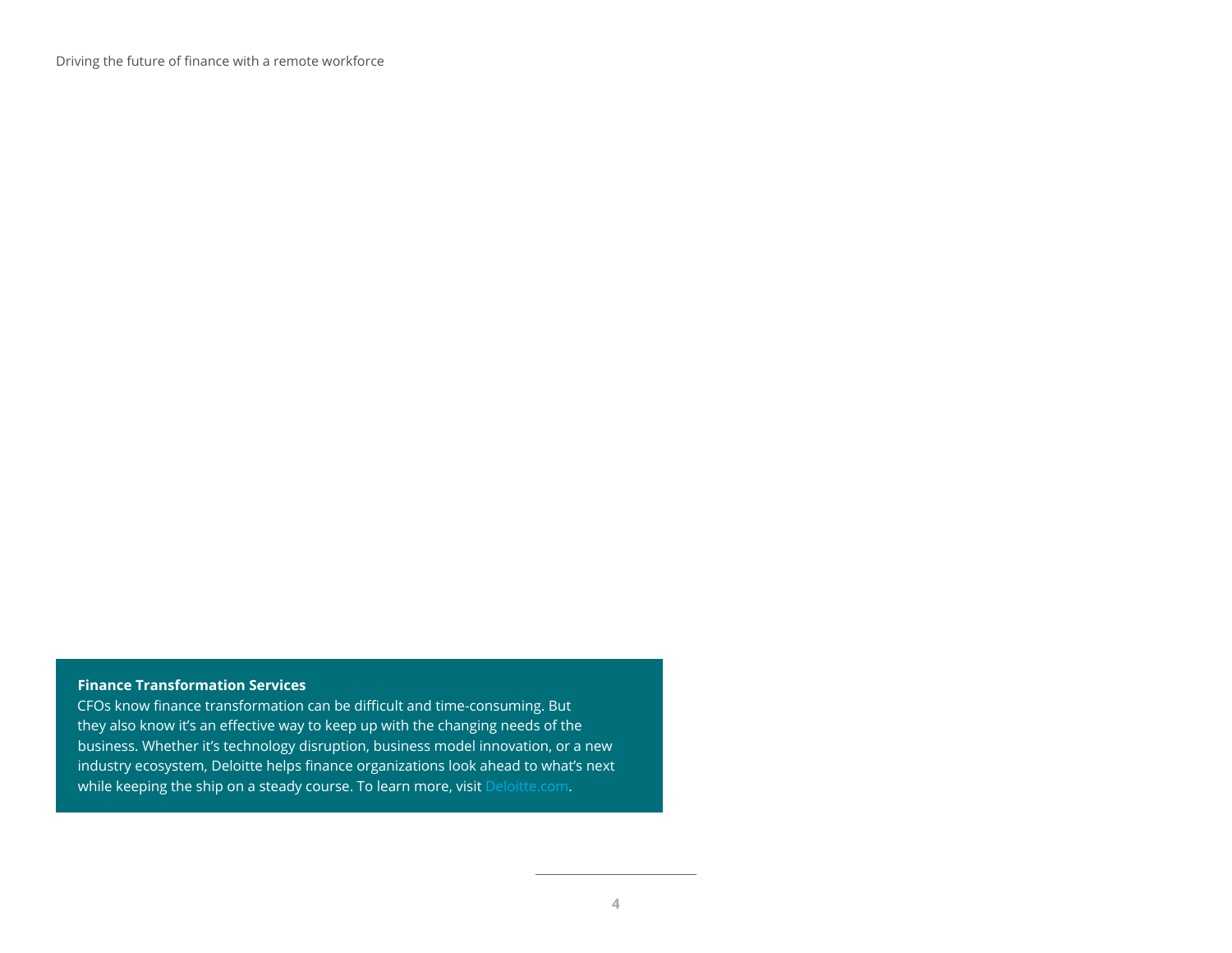**Finance Transformation Services**

CFOs know finance transformation can be difficult and time-consuming. But they also know it's an effective way to keep up with the changing needs of the business. Whether it's technology disruption, business model innovation, or a new industry ecosystem, Deloitte helps finance organizations look ahead to what's next while keeping the ship on a steady course. To learn more, visit Deloitte.com.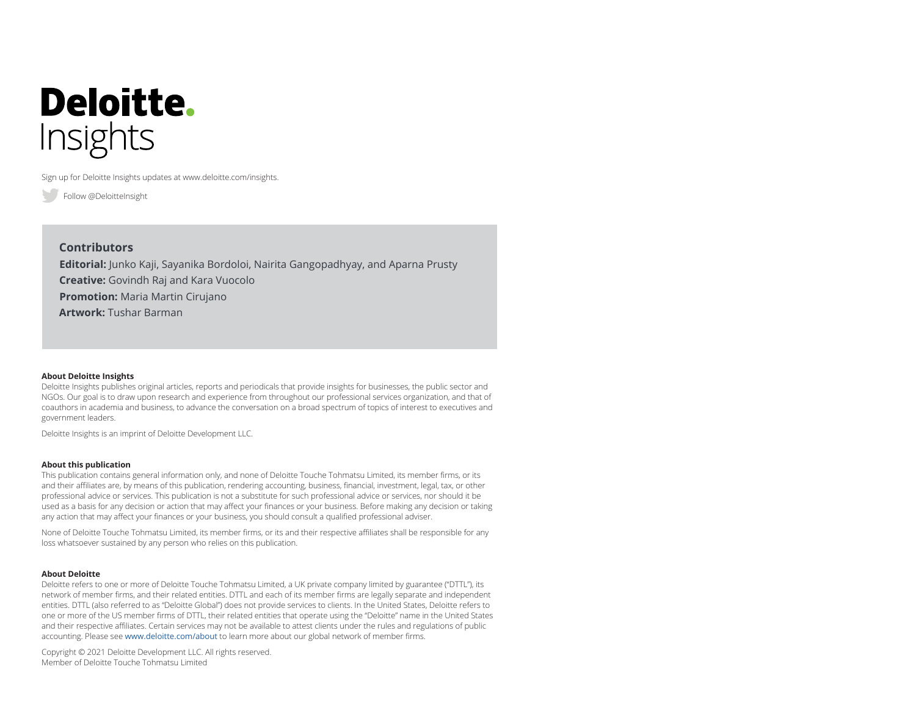# Deloitte.
Insights

Sign up for Deloitte Insights updates at www.deloitte.com/insights.

Follow @DeloitteInsight

## Contributors

**Editorial:** Junko Kaji, Sayanika Bordoloi, Nairita Gangopadhyay, and Aparna Prusty

**Creative:** Govindh Raj and Kara Vuocolo

**Promotion:** Maria Martin Cirujano

**Artwork:** Tushar Barman

**About Deloitte Insights**

Deloitte Insights publishes original articles, reports and periodicals that provide insights for businesses, the public sector and NGOs. Our goal is to draw upon research and experience from throughout our professional services organization, and that of coauthors in academia and business, to advance the conversation on a broad spectrum of topics of interest to executives and government leaders.

Deloitte Insights is an imprint of Deloitte Development LLC.

**About this publication**

This publication contains general information only, and none of Deloitte Touche Tohmatsu Limited, its member firms, or its and their affiliates are, by means of this publication, rendering accounting, business, financial, investment, legal, tax, or other professional advice or services. This publication is not a substitute for such professional advice or services, nor should it be used as a basis for any decision or action that may affect your finances or your business. Before making any decision or taking any action that may affect your finances or your business, you should consult a qualified professional adviser.

None of Deloitte Touche Tohmatsu Limited, its member firms, or its and their respective affiliates shall be responsible for any loss whatsoever sustained by any person who relies on this publication.

**About Deloitte**

Deloitte refers to one or more of Deloitte Touche Tohmatsu Limited, a UK private company limited by guarantee ("DTTL"), its network of member firms, and their related entities. DTTL and each of its member firms are legally separate and independent entities. DTTL (also referred to as "Deloitte Global") does not provide services to clients. In the United States, Deloitte refers to one or more of the US member firms of DTTL, their related entities that operate using the "Deloitte" name in the United States and their respective affiliates. Certain services may not be available to attest clients under the rules and regulations of public accounting. Please see www.deloitte.com/about to learn more about our global network of member firms.

Copyright © 2021 Deloitte Development LLC. All rights reserved.
Member of Deloitte Touche Tohmatsu Limited